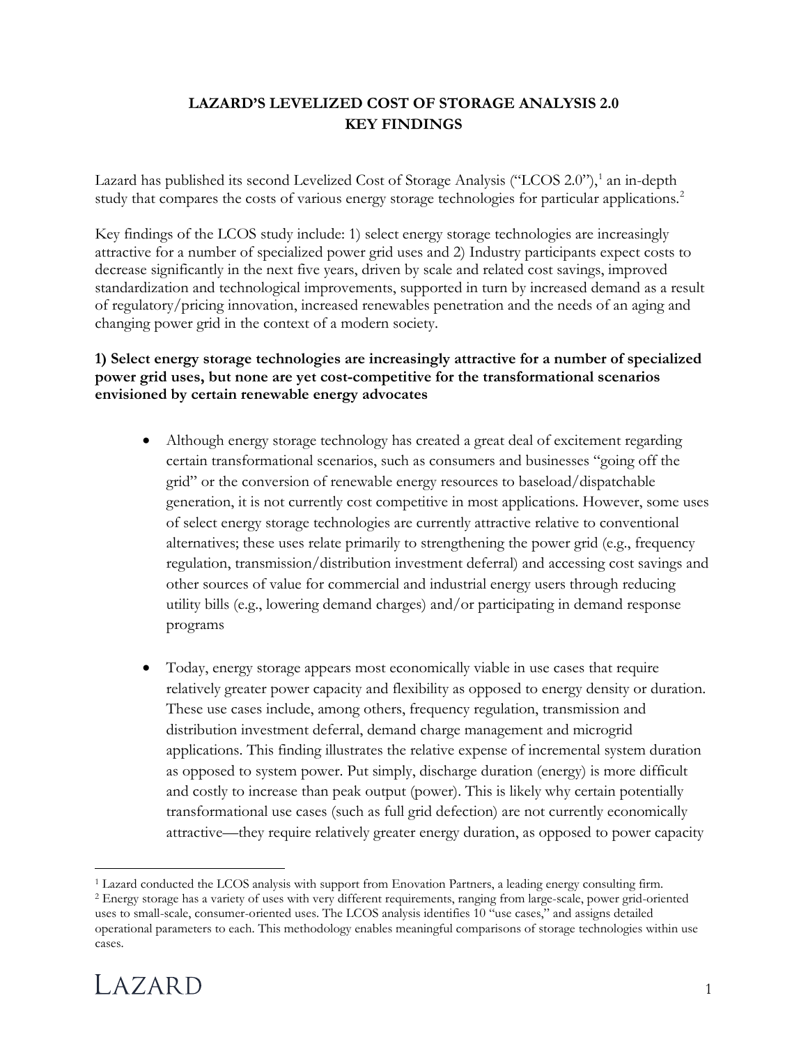# LAZARD'S LEVELIZED COST OF STORAGE ANALYSIS 2.0
## KEY FINDINGS

Lazard has published its second Levelized Cost of Storage Analysis ("LCOS 2.0"),[1] an in-depth study that compares the costs of various energy storage technologies for particular applications.[2]

Key findings of the LCOS study include: 1) select energy storage technologies are increasingly attractive for a number of specialized power grid uses and 2) Industry participants expect costs to decrease significantly in the next five years, driven by scale and related cost savings, improved standardization and technological improvements, supported in turn by increased demand as a result of regulatory/pricing innovation, increased renewables penetration and the needs of an aging and changing power grid in the context of a modern society.

**1) Select energy storage technologies are increasingly attractive for a number of specialized power grid uses, but none are yet cost-competitive for the transformational scenarios envisioned by certain renewable energy advocates**

- Although energy storage technology has created a great deal of excitement regarding certain transformational scenarios, such as consumers and businesses "going off the grid" or the conversion of renewable energy resources to baseload/dispatchable generation, it is not currently cost competitive in most applications. However, some uses of select energy storage technologies are currently attractive relative to conventional alternatives; these uses relate primarily to strengthening the power grid (e.g., frequency regulation, transmission/distribution investment deferral) and accessing cost savings and other sources of value for commercial and industrial energy users through reducing utility bills (e.g., lowering demand charges) and/or participating in demand response programs

- Today, energy storage appears most economically viable in use cases that require relatively greater power capacity and flexibility as opposed to energy density or duration. These use cases include, among others, frequency regulation, transmission and distribution investment deferral, demand charge management and microgrid applications. This finding illustrates the relative expense of incremental system duration as opposed to system power. Put simply, discharge duration (energy) is more difficult and costly to increase than peak output (power). This is likely why certain potentially transformational use cases (such as full grid defection) are not currently economically attractive—they require relatively greater energy duration, as opposed to power capacity

---

[1] Lazard conducted the LCOS analysis with support from Enovation Partners, a leading energy consulting firm.

[2] Energy storage has a variety of uses with very different requirements, ranging from large-scale, power grid-oriented uses to small-scale, consumer-oriented uses. The LCOS analysis identifies 10 "use cases," and assigns detailed operational parameters to each. This methodology enables meaningful comparisons of storage technologies within use cases.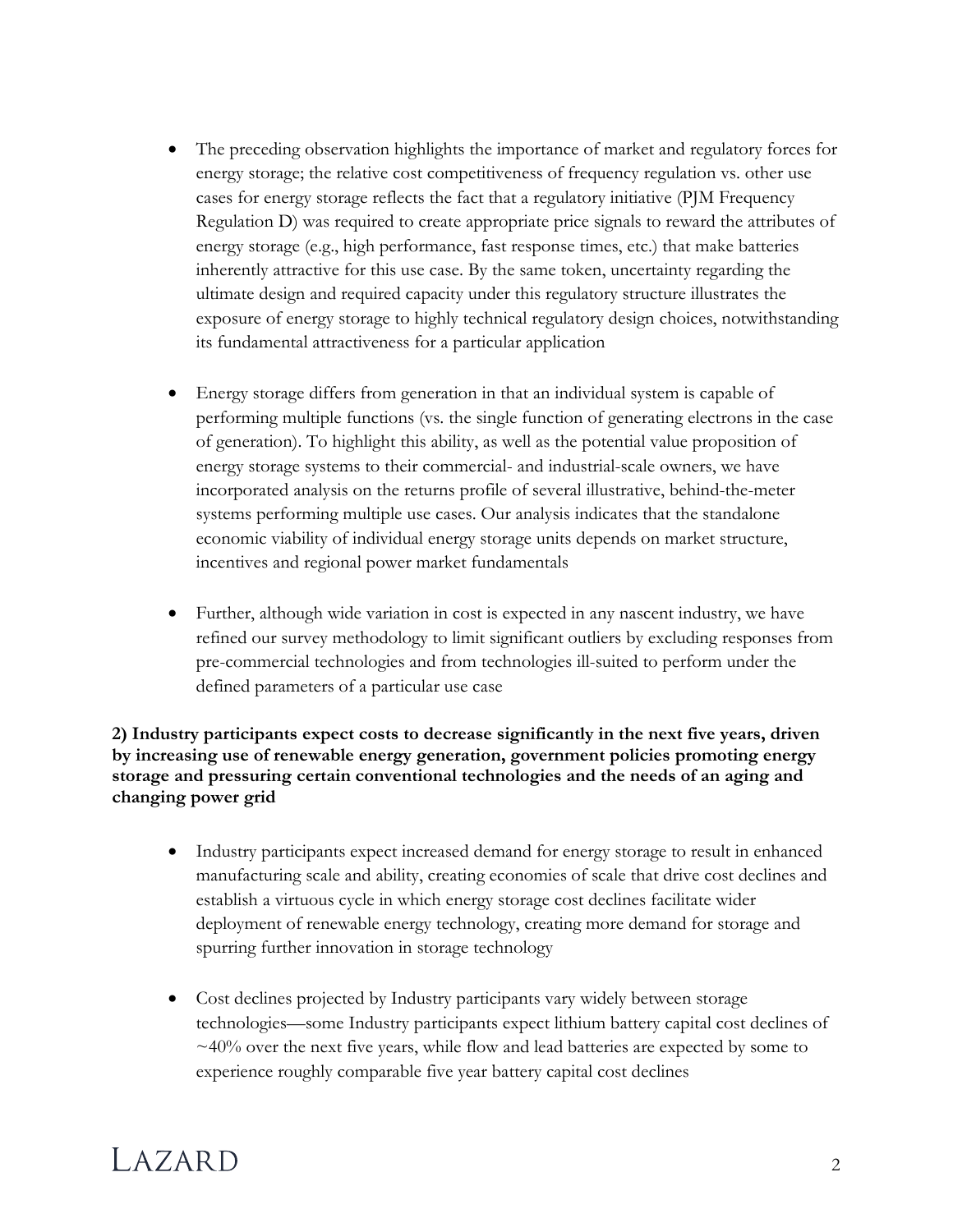- The preceding observation highlights the importance of market and regulatory forces for energy storage; the relative cost competitiveness of frequency regulation vs. other use cases for energy storage reflects the fact that a regulatory initiative (PJM Frequency Regulation D) was required to create appropriate price signals to reward the attributes of energy storage (e.g., high performance, fast response times, etc.) that make batteries inherently attractive for this use case. By the same token, uncertainty regarding the ultimate design and required capacity under this regulatory structure illustrates the exposure of energy storage to highly technical regulatory design choices, notwithstanding its fundamental attractiveness for a particular application

- Energy storage differs from generation in that an individual system is capable of performing multiple functions (vs. the single function of generating electrons in the case of generation). To highlight this ability, as well as the potential value proposition of energy storage systems to their commercial- and industrial-scale owners, we have incorporated analysis on the returns profile of several illustrative, behind-the-meter systems performing multiple use cases. Our analysis indicates that the standalone economic viability of individual energy storage units depends on market structure, incentives and regional power market fundamentals

- Further, although wide variation in cost is expected in any nascent industry, we have refined our survey methodology to limit significant outliers by excluding responses from pre-commercial technologies and from technologies ill-suited to perform under the defined parameters of a particular use case

**2) Industry participants expect costs to decrease significantly in the next five years, driven by increasing use of renewable energy generation, government policies promoting energy storage and pressuring certain conventional technologies and the needs of an aging and changing power grid**

- Industry participants expect increased demand for energy storage to result in enhanced manufacturing scale and ability, creating economies of scale that drive cost declines and establish a virtuous cycle in which energy storage cost declines facilitate wider deployment of renewable energy technology, creating more demand for storage and spurring further innovation in storage technology

- Cost declines projected by Industry participants vary widely between storage technologies—some Industry participants expect lithium battery capital cost declines of ~40% over the next five years, while flow and lead batteries are expected by some to experience roughly comparable five year battery capital cost declines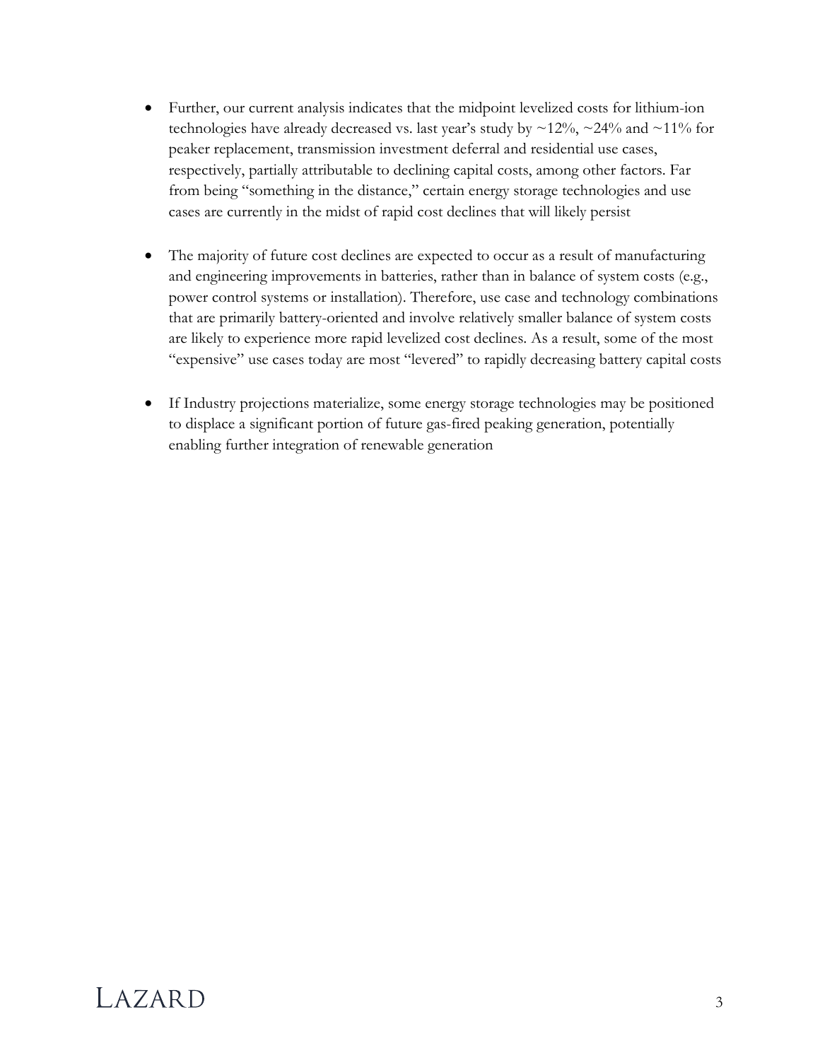- Further, our current analysis indicates that the midpoint levelized costs for lithium-ion technologies have already decreased vs. last year's study by ~12%, ~24% and ~11% for peaker replacement, transmission investment deferral and residential use cases, respectively, partially attributable to declining capital costs, among other factors. Far from being "something in the distance," certain energy storage technologies and use cases are currently in the midst of rapid cost declines that will likely persist

- The majority of future cost declines are expected to occur as a result of manufacturing and engineering improvements in batteries, rather than in balance of system costs (e.g., power control systems or installation). Therefore, use case and technology combinations that are primarily battery-oriented and involve relatively smaller balance of system costs are likely to experience more rapid levelized cost declines. As a result, some of the most "expensive" use cases today are most "levered" to rapidly decreasing battery capital costs

- If Industry projections materialize, some energy storage technologies may be positioned to displace a significant portion of future gas-fired peaking generation, potentially enabling further integration of renewable generation